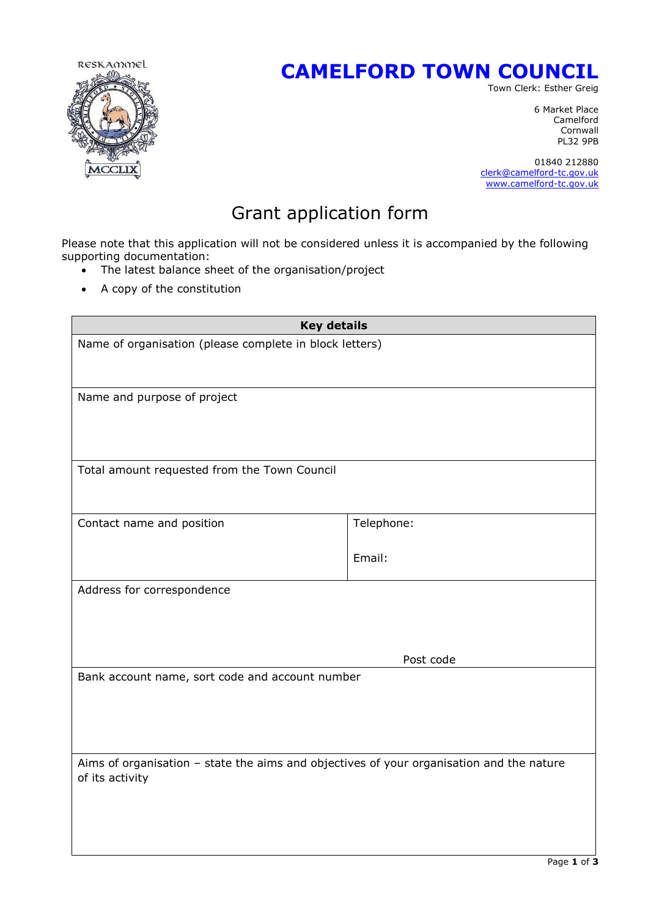RESKAMMEL

MCCLIX

# CAMELFORD TOWN COUNCIL

Town Clerk: Esther Greig

6 Market Place
Camelford
Cornwall
PL32 9PB

01840 212880
clerk@camelford-tc.gov.uk
www.camelford-tc.gov.uk

## Grant application form

Please note that this application will not be considered unless it is accompanied by the following supporting documentation:

- The latest balance sheet of the organisation/project
- A copy of the constitution

| **Key details** | |
|---|---|
| Name of organisation (please complete in block letters) | |
| Name and purpose of project | |
| Total amount requested from the Town Council | |
| Contact name and position | Telephone:<br><br>Email: |
| Address for correspondence<br><br>Post code | |
| Bank account name, sort code and account number | |
| Aims of organisation – state the aims and objectives of your organisation and the nature of its activity | |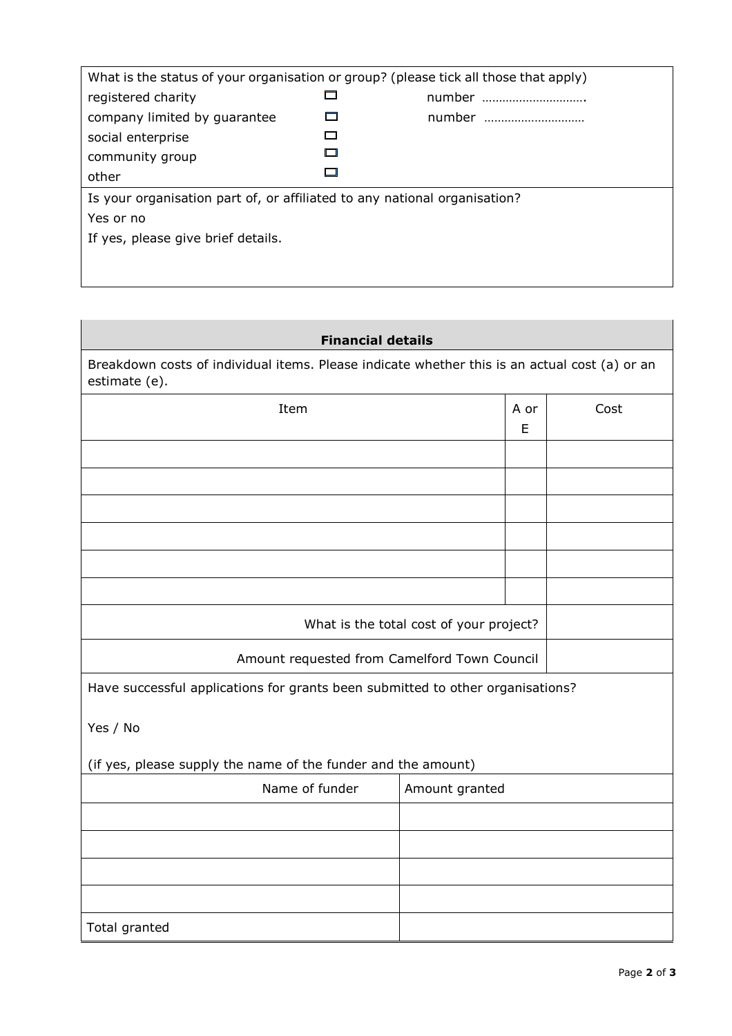What is the status of your organisation or group? (please tick all those that apply)

| | | |
|---|---|---|
| registered charity | ☐ | number ……………………….. |
| company limited by guarantee | ☐ | number ……………………….. |
| social enterprise | ☐ | |
| community group | ☐ | |
| other | ☐ | |

Is your organisation part of, or affiliated to any national organisation?

Yes or no

If yes, please give brief details.

## Financial details

Breakdown costs of individual items. Please indicate whether this is an actual cost (a) or an estimate (e).

| Item | A or E | Cost |
|---|---|---|
| | | |
| | | |
| | | |
| | | |
| | | |
| | | |
| What is the total cost of your project? | | |
| Amount requested from Camelford Town Council | | |

Have successful applications for grants been submitted to other organisations?

Yes / No

(if yes, please supply the name of the funder and the amount)

| Name of funder | Amount granted |
|---|---|
| | |
| | |
| | |
| | |
| Total granted | |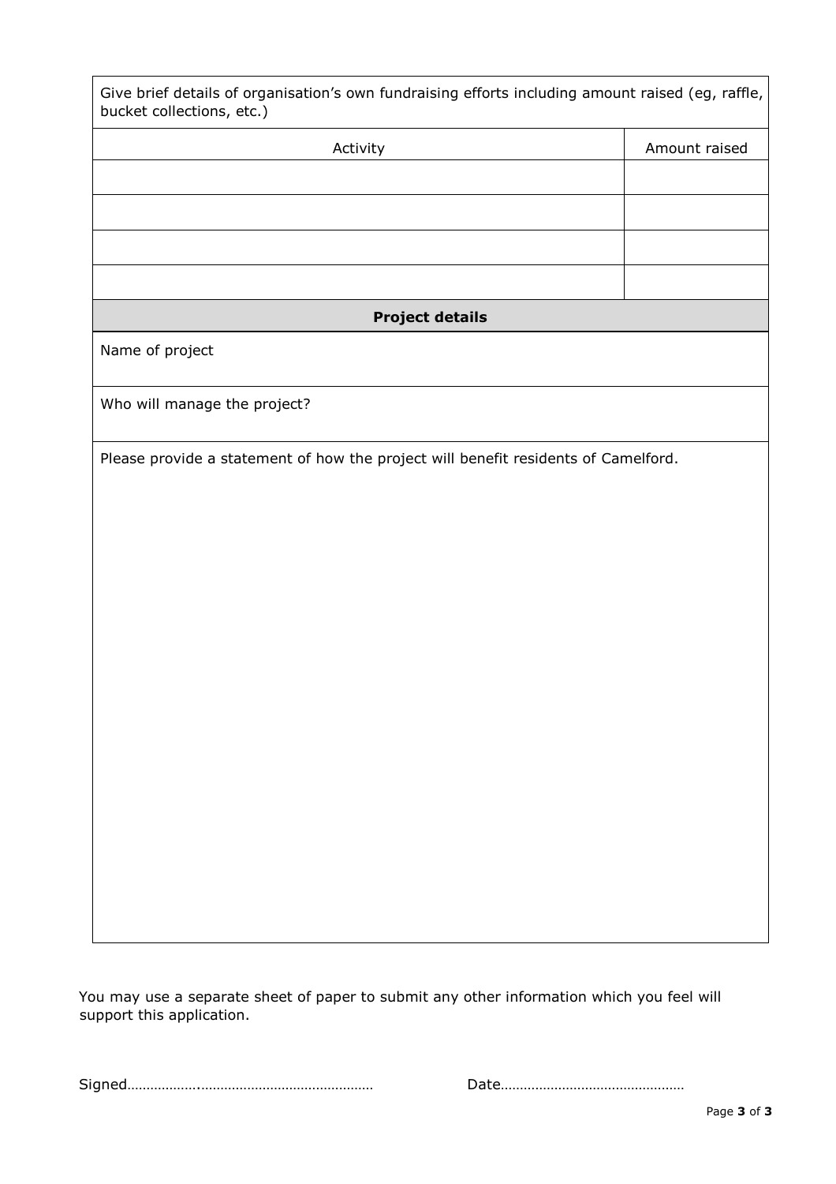Give brief details of organisation's own fundraising efforts including amount raised (eg, raffle, bucket collections, etc.)

| Activity | Amount raised |
|---|---|
| | |
| | |
| | |
| | |

## Project details

Name of project

Who will manage the project?

Please provide a statement of how the project will benefit residents of Camelford.

You may use a separate sheet of paper to submit any other information which you feel will support this application.

Signed…………….……………………………………… Date…………………………………………